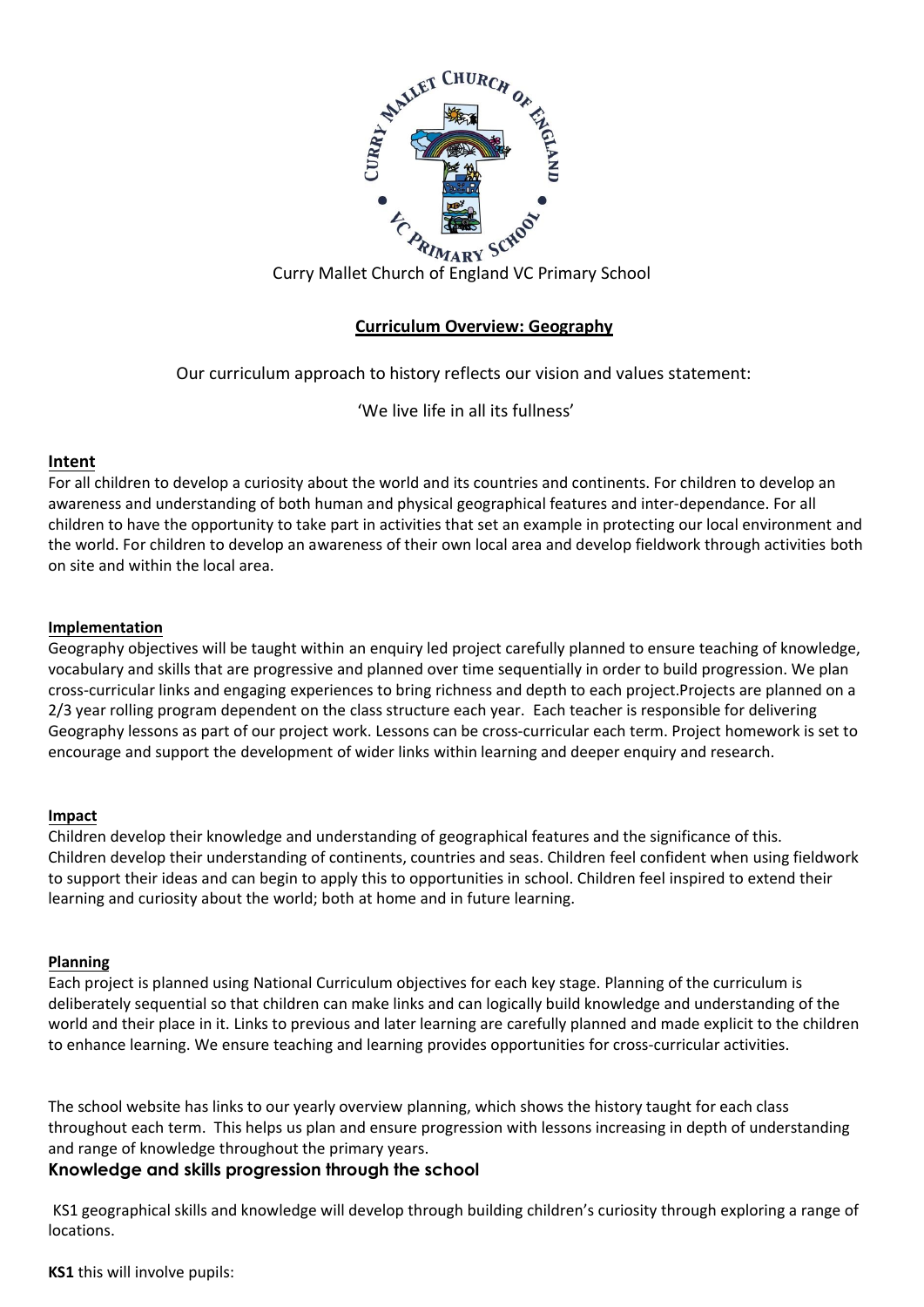Curry Mallet Church of England VC Primary School

## Curriculum Overview: Geography

Our curriculum approach to history reflects our vision and values statement:

'We live life in all its fullness'

### Intent

For all children to develop a curiosity about the world and its countries and continents. For children to develop an awareness and understanding of both human and physical geographical features and inter-dependance. For all children to have the opportunity to take part in activities that set an example in protecting our local environment and the world. For children to develop an awareness of their own local area and develop fieldwork through activities both on site and within the local area.

### Implementation

Geography objectives will be taught within an enquiry led project carefully planned to ensure teaching of knowledge, vocabulary and skills that are progressive and planned over time sequentially in order to build progression. We plan cross-curricular links and engaging experiences to bring richness and depth to each project.Projects are planned on a 2/3 year rolling program dependent on the class structure each year. Each teacher is responsible for delivering Geography lessons as part of our project work. Lessons can be cross-curricular each term. Project homework is set to encourage and support the development of wider links within learning and deeper enquiry and research.

### Impact

Children develop their knowledge and understanding of geographical features and the significance of this. Children develop their understanding of continents, countries and seas. Children feel confident when using fieldwork to support their ideas and can begin to apply this to opportunities in school. Children feel inspired to extend their learning and curiosity about the world; both at home and in future learning.

### Planning

Each project is planned using National Curriculum objectives for each key stage. Planning of the curriculum is deliberately sequential so that children can make links and can logically build knowledge and understanding of the world and their place in it. Links to previous and later learning are carefully planned and made explicit to the children to enhance learning. We ensure teaching and learning provides opportunities for cross-curricular activities.

The school website has links to our yearly overview planning, which shows the history taught for each class throughout each term. This helps us plan and ensure progression with lessons increasing in depth of understanding and range of knowledge throughout the primary years.

### Knowledge and skills progression through the school

KS1 geographical skills and knowledge will develop through building children's curiosity through exploring a range of locations.

**KS1** this will involve pupils: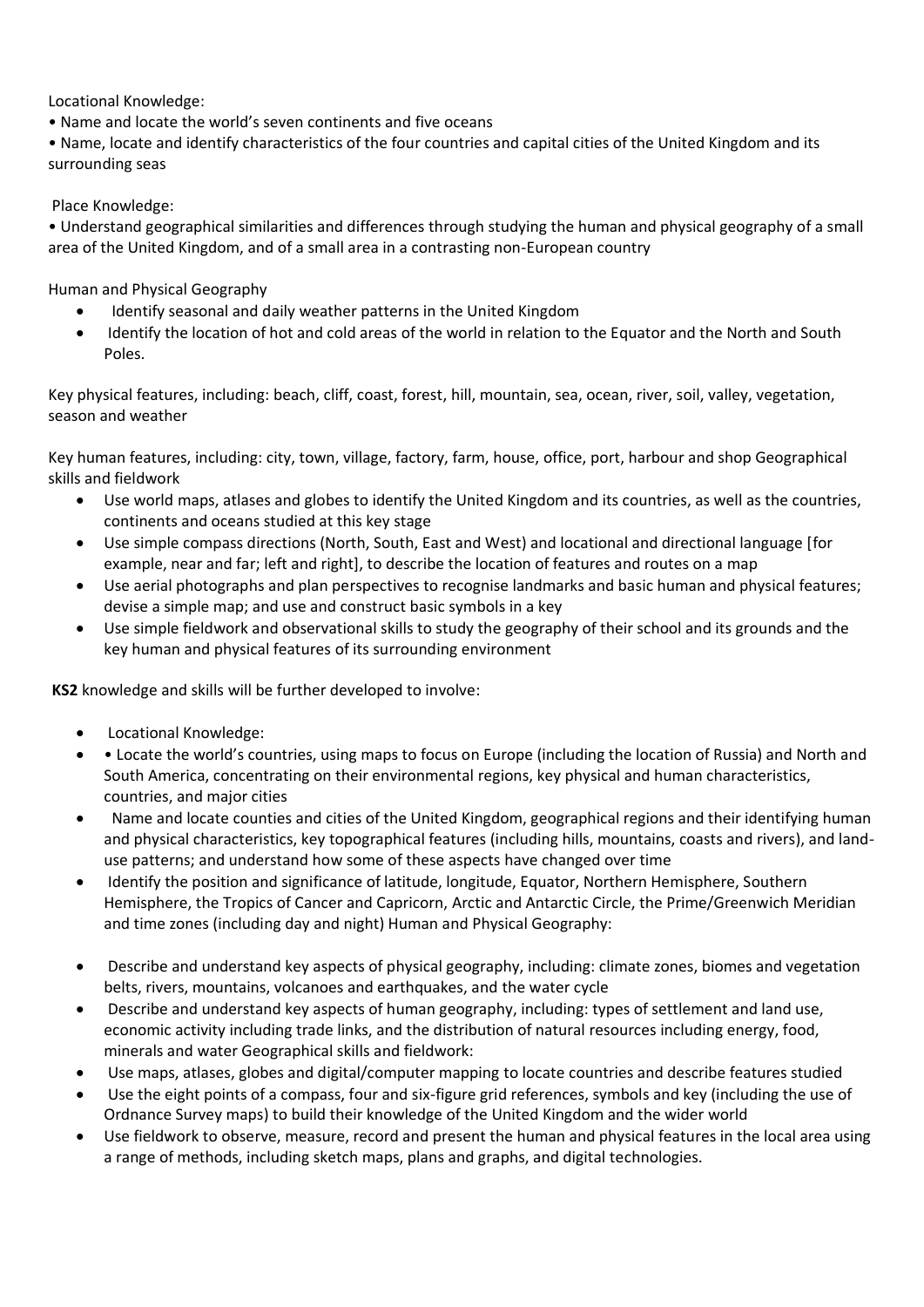Locational Knowledge:

• Name and locate the world's seven continents and five oceans

• Name, locate and identify characteristics of the four countries and capital cities of the United Kingdom and its surrounding seas

Place Knowledge:

• Understand geographical similarities and differences through studying the human and physical geography of a small area of the United Kingdom, and of a small area in a contrasting non-European country

Human and Physical Geography

- Identify seasonal and daily weather patterns in the United Kingdom
- Identify the location of hot and cold areas of the world in relation to the Equator and the North and South Poles.

Key physical features, including: beach, cliff, coast, forest, hill, mountain, sea, ocean, river, soil, valley, vegetation, season and weather

Key human features, including: city, town, village, factory, farm, house, office, port, harbour and shop Geographical skills and fieldwork

- Use world maps, atlases and globes to identify the United Kingdom and its countries, as well as the countries, continents and oceans studied at this key stage
- Use simple compass directions (North, South, East and West) and locational and directional language [for example, near and far; left and right], to describe the location of features and routes on a map
- Use aerial photographs and plan perspectives to recognise landmarks and basic human and physical features; devise a simple map; and use and construct basic symbols in a key
- Use simple fieldwork and observational skills to study the geography of their school and its grounds and the key human and physical features of its surrounding environment

**KS2** knowledge and skills will be further developed to involve:

- Locational Knowledge:
- • Locate the world's countries, using maps to focus on Europe (including the location of Russia) and North and South America, concentrating on their environmental regions, key physical and human characteristics, countries, and major cities
- Name and locate counties and cities of the United Kingdom, geographical regions and their identifying human and physical characteristics, key topographical features (including hills, mountains, coasts and rivers), and land-use patterns; and understand how some of these aspects have changed over time
- Identify the position and significance of latitude, longitude, Equator, Northern Hemisphere, Southern Hemisphere, the Tropics of Cancer and Capricorn, Arctic and Antarctic Circle, the Prime/Greenwich Meridian and time zones (including day and night) Human and Physical Geography:
- Describe and understand key aspects of physical geography, including: climate zones, biomes and vegetation belts, rivers, mountains, volcanoes and earthquakes, and the water cycle
- Describe and understand key aspects of human geography, including: types of settlement and land use, economic activity including trade links, and the distribution of natural resources including energy, food, minerals and water Geographical skills and fieldwork:
- Use maps, atlases, globes and digital/computer mapping to locate countries and describe features studied
- Use the eight points of a compass, four and six-figure grid references, symbols and key (including the use of Ordnance Survey maps) to build their knowledge of the United Kingdom and the wider world
- Use fieldwork to observe, measure, record and present the human and physical features in the local area using a range of methods, including sketch maps, plans and graphs, and digital technologies.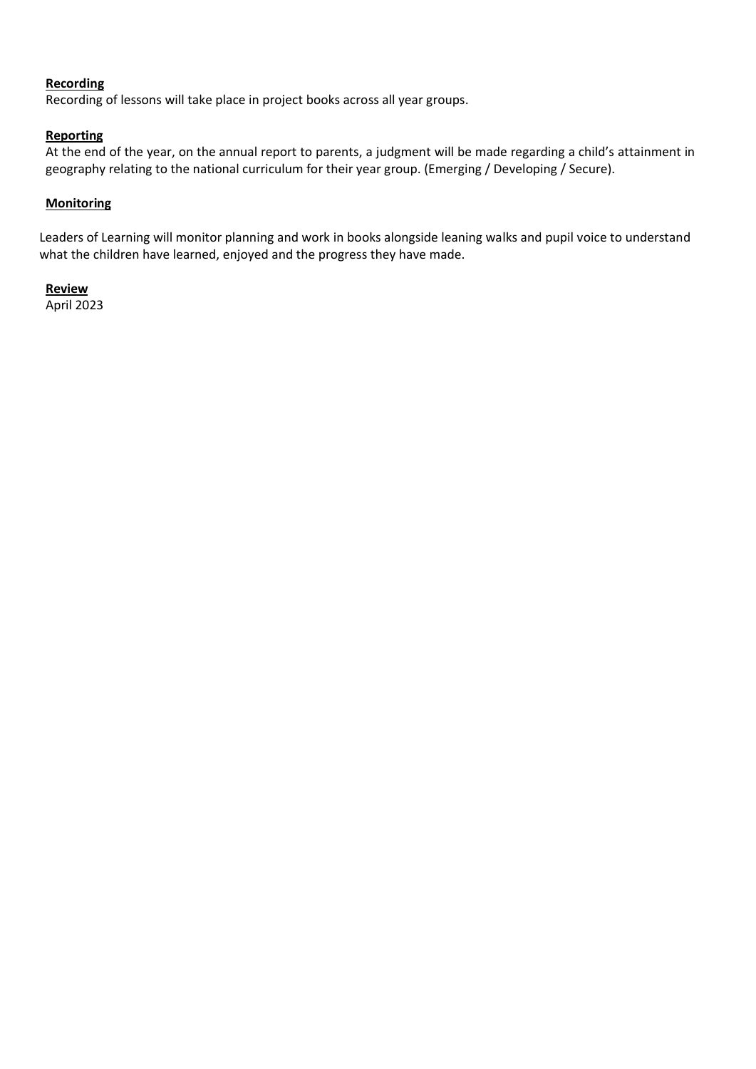**Recording**

Recording of lessons will take place in project books across all year groups.

**Reporting**

At the end of the year, on the annual report to parents, a judgment will be made regarding a child's attainment in geography relating to the national curriculum for their year group. (Emerging / Developing / Secure).

**Monitoring**

Leaders of Learning will monitor planning and work in books alongside leaning walks and pupil voice to understand what the children have learned, enjoyed and the progress they have made.

**Review**

April 2023